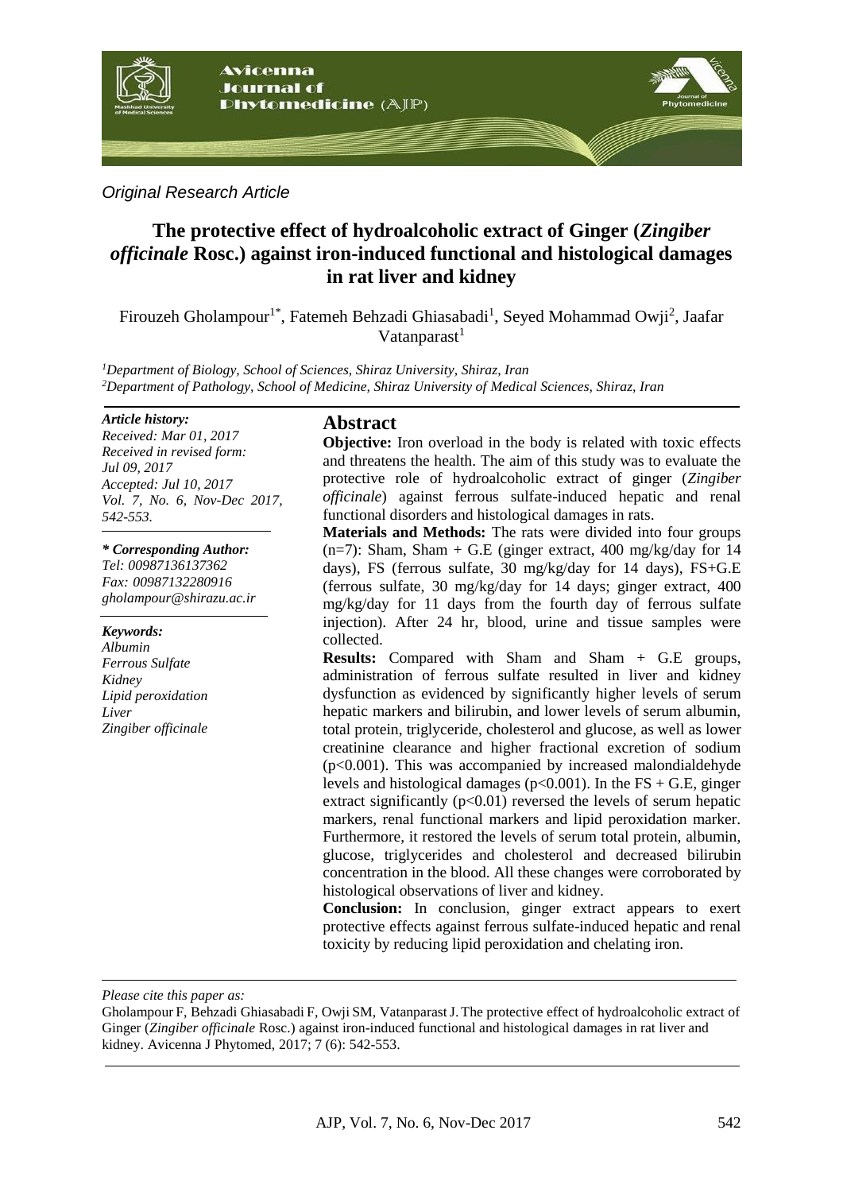*Original Research Article*

# The protective effect of hydroalcoholic extract of Ginger (*Zingiber officinale* Rosc.) against iron-induced functional and histological damages in rat liver and kidney

Firouzeh Gholampour[1*], Fatemeh Behzadi Ghiasabadi[1], Seyed Mohammad Owji[2], Jaafar Vatanparast[1]

[1]*Department of Biology, School of Sciences, Shiraz University, Shiraz, Iran*
[2]*Department of Pathology, School of Medicine, Shiraz University of Medical Sciences, Shiraz, Iran*

***Article history:***
*Received: Mar 01, 2017*
*Received in revised form: Jul 09, 2017*
*Accepted: Jul 10, 2017*
*Vol. 7, No. 6, Nov-Dec 2017, 542-553.*

***\* Corresponding Author:***
*Tel: 00987136137362*
*Fax: 00987132280916*
*gholampour@shirazu.ac.ir*

***Keywords:***
*Albumin*
*Ferrous Sulfate*
*Kidney*
*Lipid peroxidation*
*Liver*
*Zingiber officinale*

## Abstract

**Objective:** Iron overload in the body is related with toxic effects and threatens the health. The aim of this study was to evaluate the protective role of hydroalcoholic extract of ginger (*Zingiber officinale*) against ferrous sulfate-induced hepatic and renal functional disorders and histological damages in rats.

**Materials and Methods:** The rats were divided into four groups (n=7): Sham, Sham + G.E (ginger extract, 400 mg/kg/day for 14 days), FS (ferrous sulfate, 30 mg/kg/day for 14 days), FS+G.E (ferrous sulfate, 30 mg/kg/day for 14 days; ginger extract, 400 mg/kg/day for 11 days from the fourth day of ferrous sulfate injection). After 24 hr, blood, urine and tissue samples were collected.

**Results:** Compared with Sham and Sham + G.E groups, administration of ferrous sulfate resulted in liver and kidney dysfunction as evidenced by significantly higher levels of serum hepatic markers and bilirubin, and lower levels of serum albumin, total protein, triglyceride, cholesterol and glucose, as well as lower creatinine clearance and higher fractional excretion of sodium ($p<0.001$). This was accompanied by increased malondialdehyde levels and histological damages ($p<0.001$). In the FS + G.E, ginger extract significantly ($p<0.01$) reversed the levels of serum hepatic markers, renal functional markers and lipid peroxidation marker. Furthermore, it restored the levels of serum total protein, albumin, glucose, triglycerides and cholesterol and decreased bilirubin concentration in the blood. All these changes were corroborated by histological observations of liver and kidney.

**Conclusion:** In conclusion, ginger extract appears to exert protective effects against ferrous sulfate-induced hepatic and renal toxicity by reducing lipid peroxidation and chelating iron.

*Please cite this paper as:*

Gholampour F, Behzadi Ghiasabadi F, Owji SM, Vatanparast J. The protective effect of hydroalcoholic extract of Ginger (*Zingiber officinale* Rosc.) against iron-induced functional and histological damages in rat liver and kidney. Avicenna J Phytomed, 2017; 7 (6): 542-553.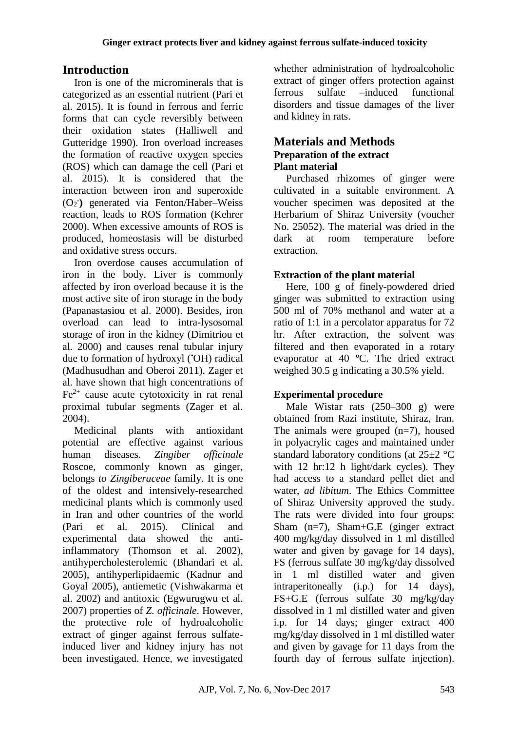## Introduction

Iron is one of the microminerals that is categorized as an essential nutrient (Pari et al. 2015). It is found in ferrous and ferric forms that can cycle reversibly between their oxidation states (Halliwell and Gutteridge 1990). Iron overload increases the formation of reactive oxygen species (ROS) which can damage the cell (Pari et al. 2015). It is considered that the interaction between iron and superoxide ($O_2^-$**)** generated via Fenton/Haber–Weiss reaction, leads to ROS formation (Kehrer 2000). When excessive amounts of ROS is produced, homeostasis will be disturbed and oxidative stress occurs.

Iron overdose causes accumulation of iron in the body. Liver is commonly affected by iron overload because it is the most active site of iron storage in the body (Papanastasiou et al. 2000). Besides, iron overload can lead to intra-lysosomal storage of iron in the kidney (Dimitriou et al. 2000) and causes renal tubular injury due to formation of hydroxyl (˙OH) radical (Madhusudhan and Oberoi 2011). Zager et al. have shown that high concentrations of $Fe^{2+}$ cause acute cytotoxicity in rat renal proximal tubular segments (Zager et al. 2004).

Medicinal plants with antioxidant potential are effective against various human diseases. *Zingiber officinale* Roscoe, commonly known as ginger, belongs *to Zingiberaceae* family. It is one of the oldest and intensively-researched medicinal plants which is commonly used in Iran and other countries of the world (Pari et al. 2015). Clinical and experimental data showed the anti-inflammatory (Thomson et al. 2002), antihypercholesterolemic (Bhandari et al. 2005), antihyperlipidaemic (Kadnur and Goyal 2005), antiemetic (Vishwakarma et al. 2002) and antitoxic (Egwurugwu et al. 2007) properties of *Z. officinale*. However, the protective role of hydroalcoholic extract of ginger against ferrous sulfate-induced liver and kidney injury has not been investigated. Hence, we investigated whether administration of hydroalcoholic extract of ginger offers protection against ferrous sulfate –induced functional disorders and tissue damages of the liver and kidney in rats.

## Materials and Methods

### Preparation of the extract

#### Plant material

Purchased rhizomes of ginger were cultivated in a suitable environment. A voucher specimen was deposited at the Herbarium of Shiraz University (voucher No. 25052). The material was dried in the dark at room temperature before extraction.

#### Extraction of the plant material

Here, 100 g of finely-powdered dried ginger was submitted to extraction using 500 ml of 70% methanol and water at a ratio of 1:1 in a percolator apparatus for 72 hr. After extraction, the solvent was filtered and then evaporated in a rotary evaporator at 40 ºC. The dried extract weighed 30.5 g indicating a 30.5% yield.

#### Experimental procedure

Male Wistar rats (250–300 g) were obtained from Razi institute, Shiraz, Iran. The animals were grouped (n=7), housed in polyacrylic cages and maintained under standard laboratory conditions (at 25±2 °C with 12 hr:12 h light/dark cycles). They had access to a standard pellet diet and water, *ad libitum*. The Ethics Committee of Shiraz University approved the study. The rats were divided into four groups: Sham (n=7), Sham+G.E (ginger extract 400 mg/kg/day dissolved in 1 ml distilled water and given by gavage for 14 days), FS (ferrous sulfate 30 mg/kg/day dissolved in 1 ml distilled water and given intraperitoneally (i.p.) for 14 days), FS+G.E (ferrous sulfate 30 mg/kg/day dissolved in 1 ml distilled water and given i.p. for 14 days; ginger extract 400 mg/kg/day dissolved in 1 ml distilled water and given by gavage for 11 days from the fourth day of ferrous sulfate injection).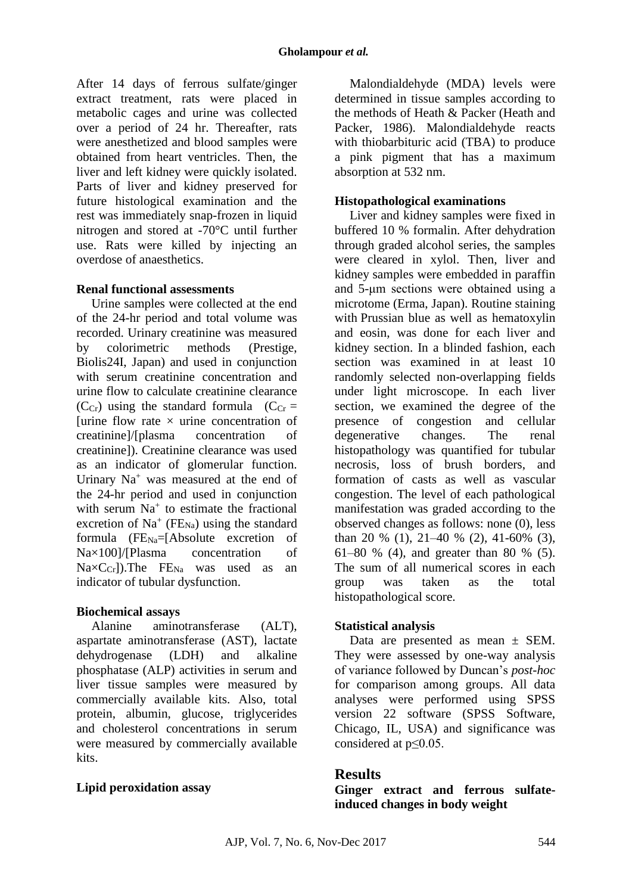After 14 days of ferrous sulfate/ginger extract treatment, rats were placed in metabolic cages and urine was collected over a period of 24 hr. Thereafter, rats were anesthetized and blood samples were obtained from heart ventricles. Then, the liver and left kidney were quickly isolated. Parts of liver and kidney preserved for future histological examination and the rest was immediately snap-frozen in liquid nitrogen and stored at -70°C until further use. Rats were killed by injecting an overdose of anaesthetics.

### Renal functional assessments

Urine samples were collected at the end of the 24-hr period and total volume was recorded. Urinary creatinine was measured by colorimetric methods (Prestige, Biolis24I, Japan) and used in conjunction with serum creatinine concentration and urine flow to calculate creatinine clearance ($C_{Cr}$) using the standard formula ($C_{Cr}$ = [urine flow rate × urine concentration of creatinine]/[plasma concentration of creatinine]). Creatinine clearance was used as an indicator of glomerular function. Urinary $Na^+$ was measured at the end of the 24-hr period and used in conjunction with serum $Na^+$ to estimate the fractional excretion of $Na^+$ ($FE_{Na}$) using the standard formula ($FE_{Na}$=[Absolute excretion of Na×100]/[Plasma concentration of Na×$C_{Cr}$]).The $FE_{Na}$ was used as an indicator of tubular dysfunction.

### Biochemical assays

Alanine aminotransferase (ALT), aspartate aminotransferase (AST), lactate dehydrogenase (LDH) and alkaline phosphatase (ALP) activities in serum and liver tissue samples were measured by commercially available kits. Also, total protein, albumin, glucose, triglycerides and cholesterol concentrations in serum were measured by commercially available kits.

### Lipid peroxidation assay

Malondialdehyde (MDA) levels were determined in tissue samples according to the methods of Heath & Packer (Heath and Packer, 1986). Malondialdehyde reacts with thiobarbituric acid (TBA) to produce a pink pigment that has a maximum absorption at 532 nm.

### Histopathological examinations

Liver and kidney samples were fixed in buffered 10 % formalin. After dehydration through graded alcohol series, the samples were cleared in xylol. Then, liver and kidney samples were embedded in paraffin and 5-μm sections were obtained using a microtome (Erma, Japan). Routine staining with Prussian blue as well as hematoxylin and eosin, was done for each liver and kidney section. In a blinded fashion, each section was examined in at least 10 randomly selected non-overlapping fields under light microscope. In each liver section, we examined the degree of the presence of congestion and cellular degenerative changes. The renal histopathology was quantified for tubular necrosis, loss of brush borders, and formation of casts as well as vascular congestion. The level of each pathological manifestation was graded according to the observed changes as follows: none (0), less than 20 % (1), 21–40 % (2), 41-60% (3), 61–80 % (4), and greater than 80 % (5). The sum of all numerical scores in each group was taken as the total histopathological score.

### Statistical analysis

Data are presented as mean ± SEM. They were assessed by one-way analysis of variance followed by Duncan's *post-hoc* for comparison among groups. All data analyses were performed using SPSS version 22 software (SPSS Software, Chicago, IL, USA) and significance was considered at $p \leq 0.05$.

## Results

### Ginger extract and ferrous sulfate-induced changes in body weight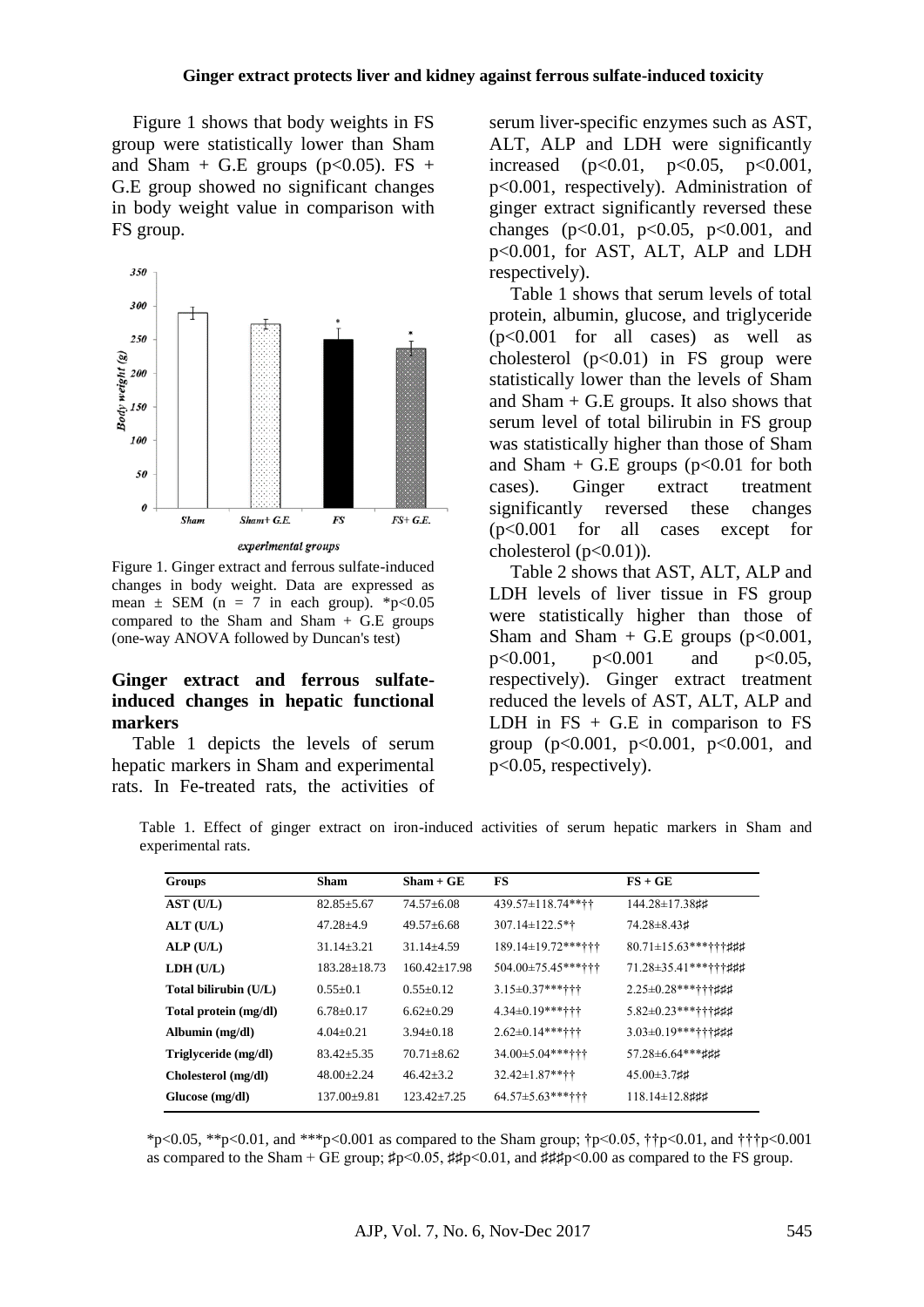Figure 1 shows that body weights in FS group were statistically lower than Sham and Sham + G.E groups ($p<0.05$). FS + G.E group showed no significant changes in body weight value in comparison with FS group.

Figure 1. Ginger extract and ferrous sulfate-induced changes in body weight. Data are expressed as mean ± SEM (n = 7 in each group). \*$p<0.05$ compared to the Sham and Sham + G.E groups (one-way ANOVA followed by Duncan's test)

### Ginger extract and ferrous sulfate-induced changes in hepatic functional markers

Table 1 depicts the levels of serum hepatic markers in Sham and experimental rats. In Fe-treated rats, the activities of serum liver-specific enzymes such as AST, ALT, ALP and LDH were significantly increased ($p<0.01$, $p<0.05$, $p<0.001$, $p<0.001$, respectively). Administration of ginger extract significantly reversed these changes ($p<0.01$, $p<0.05$, $p<0.001$, and $p<0.001$, for AST, ALT, ALP and LDH respectively).

Table 1 shows that serum levels of total protein, albumin, glucose, and triglyceride ($p<0.001$ for all cases) as well as cholesterol ($p<0.01$) in FS group were statistically lower than the levels of Sham and Sham + G.E groups. It also shows that serum level of total bilirubin in FS group was statistically higher than those of Sham and Sham + G.E groups ($p<0.01$ for both cases). Ginger extract treatment significantly reversed these changes ($p<0.001$ for all cases except for cholesterol ($p<0.01$)).

Table 2 shows that AST, ALT, ALP and LDH levels of liver tissue in FS group were statistically higher than those of Sham and Sham + G.E groups ($p<0.001$, $p<0.001$, $p<0.001$ and $p<0.05$, respectively). Ginger extract treatment reduced the levels of AST, ALT, ALP and LDH in FS + G.E in comparison to FS group ($p<0.001$, $p<0.001$, $p<0.001$, and $p<0.05$, respectively).

Table 1. Effect of ginger extract on iron-induced activities of serum hepatic markers in Sham and experimental rats.

| Groups | Sham | Sham + GE | FS | FS + GE |
|---|---|---|---|---|
| AST (U/L) | 82.85±5.67 | 74.57±6.08 | 439.57±118.74**†† | 144.28±17.38♯♯ |
| ALT (U/L) | 47.28±4.9 | 49.57±6.68 | 307.14±122.5*† | 74.28±8.43♯ |
| ALP (U/L) | 31.14±3.21 | 31.14±4.59 | 189.14±19.72***††† | 80.71±15.63***†††♯♯♯ |
| LDH (U/L) | 183.28±18.73 | 160.42±17.98 | 504.00±75.45***††† | 71.28±35.41***†††♯♯♯ |
| Total bilirubin (U/L) | 0.55±0.1 | 0.55±0.12 | 3.15±0.37***††† | 2.25±0.28***†††♯♯♯ |
| Total protein (mg/dl) | 6.78±0.17 | 6.62±0.29 | 4.34±0.19***††† | 5.82±0.23***†††♯♯♯ |
| Albumin (mg/dl) | 4.04±0.21 | 3.94±0.18 | 2.62±0.14***††† | 3.03±0.19***†††♯♯♯ |
| Triglyceride (mg/dl) | 83.42±5.35 | 70.71±8.62 | 34.00±5.04***††† | 57.28±6.64***♯♯♯ |
| Cholesterol (mg/dl) | 48.00±2.24 | 46.42±3.2 | 32.42±1.87**†† | 45.00±3.7♯♯ |
| Glucose (mg/dl) | 137.00±9.81 | 123.42±7.25 | 64.57±5.63***††† | 118.14±12.8♯♯♯ |

\*$p<0.05$, \*\*$p<0.01$, and \*\*\*$p<0.001$ as compared to the Sham group; †$p<0.05$, ††$p<0.01$, and †††$p<0.001$ as compared to the Sham + GE group; ♯$p<0.05$, ♯♯$p<0.01$, and ♯♯♯$p<0.00$ as compared to the FS group.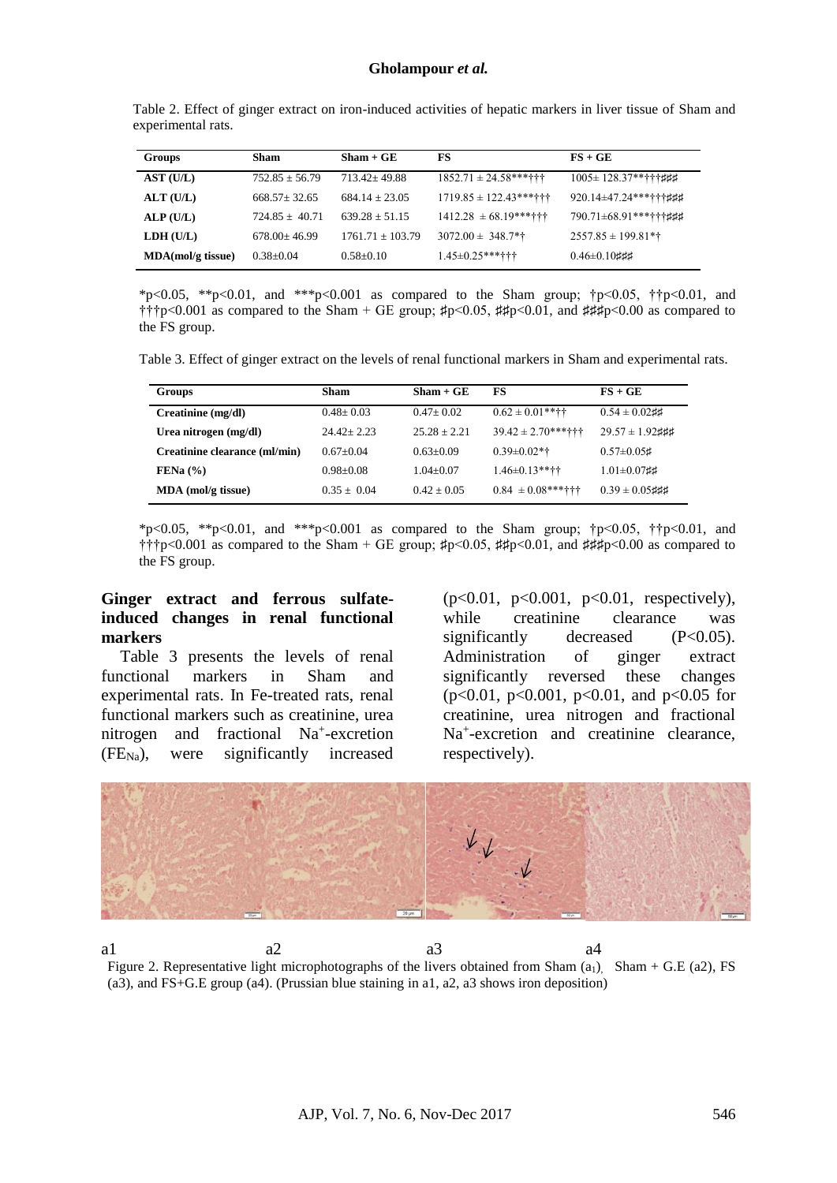Table 2. Effect of ginger extract on iron-induced activities of hepatic markers in liver tissue of Sham and experimental rats.

| Groups | Sham | Sham + GE | FS | FS + GE |
|---|---|---|---|---|
| **AST (U/L)** | 752.85 ± 56.79 | 713.42± 49.88 | 1852.71 ± 24.58***††† | 1005± 128.37**†††♯♯♯ |
| **ALT (U/L)** | 668.57± 32.65 | 684.14 ± 23.05 | 1719.85 ± 122.43***††† | 920.14±47.24***†††♯♯♯ |
| **ALP (U/L)** | 724.85 ± 40.71 | 639.28 ± 51.15 | 1412.28 ± 68.19***††† | 790.71±68.91***†††♯♯♯ |
| **LDH (U/L)** | 678.00± 46.99 | 1761.71 ± 103.79 | 3072.00 ± 348.7*† | 2557.85 ± 199.81*† |
| **MDA(mol/g tissue)** | 0.38±0.04 | 0.58±0.10 | 1.45±0.25***††† | 0.46±0.10♯♯♯ |

*p<0.05, **p<0.01, and ***p<0.001 as compared to the Sham group; †p<0.05, ††p<0.01, and †††p<0.001 as compared to the Sham + GE group; ♯p<0.05, ♯♯p<0.01, and ♯♯♯p<0.00 as compared to the FS group.

Table 3. Effect of ginger extract on the levels of renal functional markers in Sham and experimental rats.

| Groups | Sham | Sham + GE | FS | FS + GE |
|---|---|---|---|---|
| **Creatinine (mg/dl)** | 0.48± 0.03 | 0.47± 0.02 | 0.62 ± 0.01**†† | 0.54 ± 0.02♯♯ |
| **Urea nitrogen (mg/dl)** | 24.42± 2.23 | 25.28 ± 2.21 | 39.42 ± 2.70***††† | 29.57 ± 1.92♯♯♯ |
| **Creatinine clearance (ml/min)** | 0.67±0.04 | 0.63±0.09 | 0.39±0.02*† | 0.57±0.05♯ |
| **FENa (%)** | 0.98±0.08 | 1.04±0.07 | 1.46±0.13**†† | 1.01±0.07♯♯ |
| **MDA (mol/g tissue)** | 0.35 ± 0.04 | 0.42 ± 0.05 | 0.84 ± 0.08***††† | 0.39 ± 0.05♯♯♯ |

*p<0.05, **p<0.01, and ***p<0.001 as compared to the Sham group; †p<0.05, ††p<0.01, and †††p<0.001 as compared to the Sham + GE group; ♯p<0.05, ♯♯p<0.01, and ♯♯♯p<0.00 as compared to the FS group.

## Ginger extract and ferrous sulfate-induced changes in renal functional markers

Table 3 presents the levels of renal functional markers in Sham and experimental rats. In Fe-treated rats, renal functional markers such as creatinine, urea nitrogen and fractional $Na^+$-excretion ($FE_{Na}$), were significantly increased ($p<0.01$, $p<0.001$, $p<0.01$, respectively), while creatinine clearance was significantly decreased ($P<0.05$). Administration of ginger extract significantly reversed these changes ($p<0.01$, $p<0.001$, $p<0.01$, and $p<0.05$ for creatinine, urea nitrogen and fractional $Na^+$-excretion and creatinine clearance, respectively).

a1 a2 a3 a4

Figure 2. Representative light microphotographs of the livers obtained from Sham ($a_1$), Sham + G.E (a2), FS (a3), and FS+G.E group (a4). (Prussian blue staining in a1, a2, a3 shows iron deposition)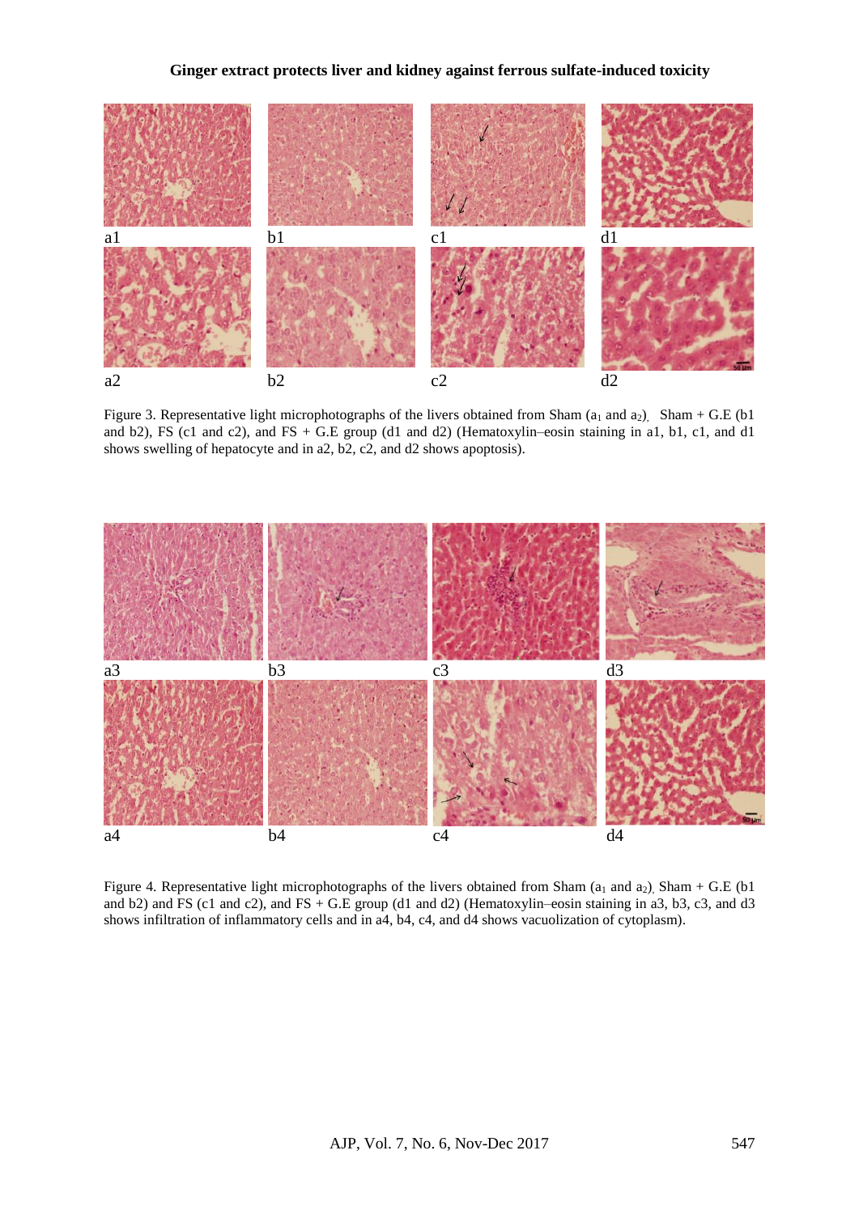Figure 3. Representative light microphotographs of the livers obtained from Sham ($a_1$ and $a_2$), Sham + G.E (b1 and b2), FS (c1 and c2), and FS + G.E group (d1 and d2) (Hematoxylin–eosin staining in a1, b1, c1, and d1 shows swelling of hepatocyte and in a2, b2, c2, and d2 shows apoptosis).

Figure 4. Representative light microphotographs of the livers obtained from Sham ($a_1$ and $a_2$), Sham + G.E (b1 and b2) and FS (c1 and c2), and FS + G.E group (d1 and d2) (Hematoxylin–eosin staining in a3, b3, c3, and d3 shows infiltration of inflammatory cells and in a4, b4, c4, and d4 shows vacuolization of cytoplasm).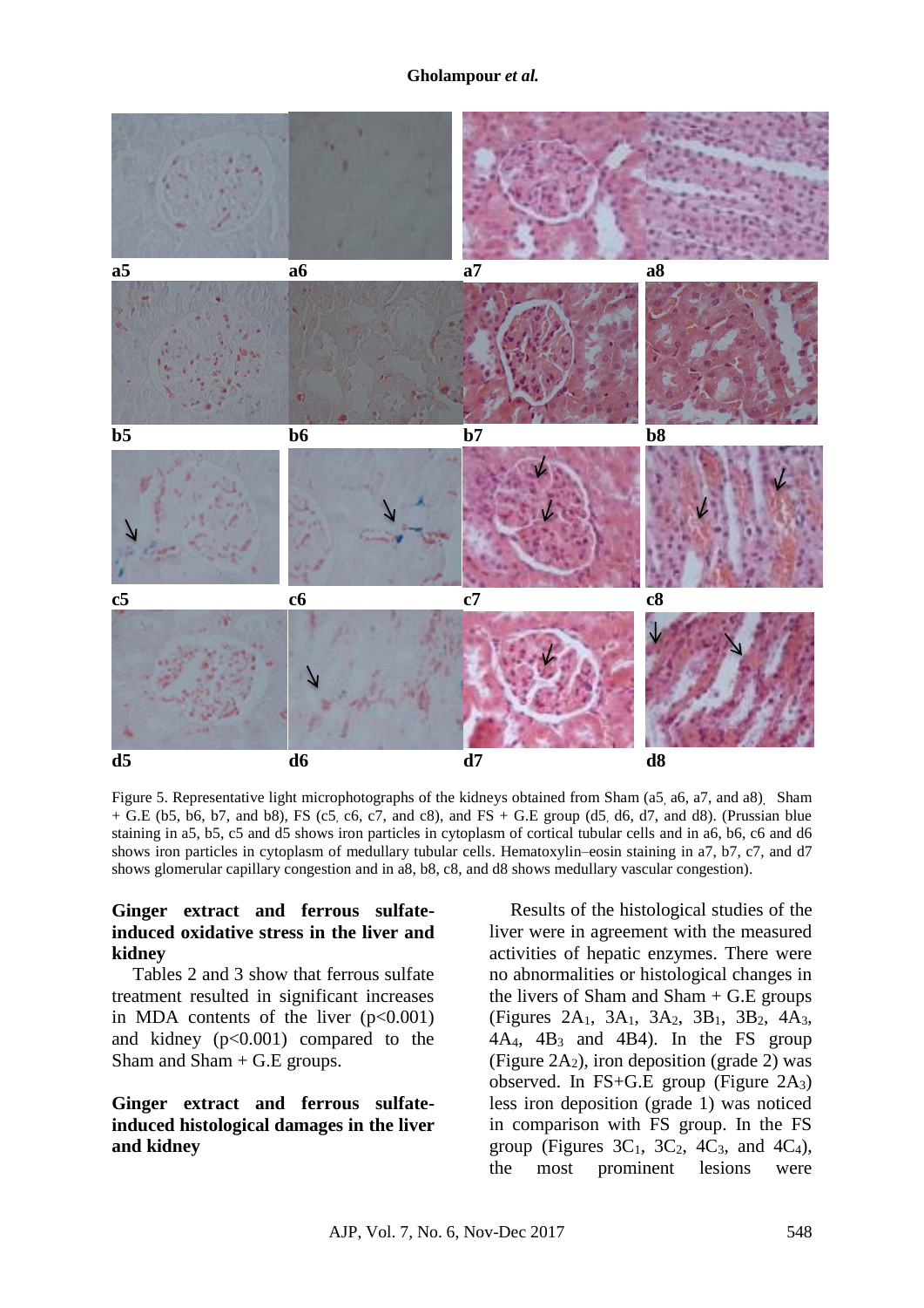Figure 5. Representative light microphotographs of the kidneys obtained from Sham (a5, a6, a7, and a8), Sham + G.E (b5, b6, b7, and b8), FS (c5, c6, c7, and c8), and FS + G.E group (d5, d6, d7, and d8). (Prussian blue staining in a5, b5, c5 and d5 shows iron particles in cytoplasm of cortical tubular cells and in a6, b6, c6 and d6 shows iron particles in cytoplasm of medullary tubular cells. Hematoxylin–eosin staining in a7, b7, c7, and d7 shows glomerular capillary congestion and in a8, b8, c8, and d8 shows medullary vascular congestion).

### Ginger extract and ferrous sulfate-induced oxidative stress in the liver and kidney

Tables 2 and 3 show that ferrous sulfate treatment resulted in significant increases in MDA contents of the liver ($p<0.001$) and kidney ($p<0.001$) compared to the Sham and Sham + G.E groups.

### Ginger extract and ferrous sulfate-induced histological damages in the liver and kidney

Results of the histological studies of the liver were in agreement with the measured activities of hepatic enzymes. There were no abnormalities or histological changes in the livers of Sham and Sham + G.E groups (Figures $2A_1$, $3A_1$, $3A_2$, $3B_1$, $3B_2$, $4A_3$, $4A_4$, $4B_3$ and 4B4). In the FS group (Figure $2A_2$), iron deposition (grade 2) was observed. In FS+G.E group (Figure $2A_3$) less iron deposition (grade 1) was noticed in comparison with FS group. In the FS group (Figures $3C_1$, $3C_2$, $4C_3$, and $4C_4$), the most prominent lesions were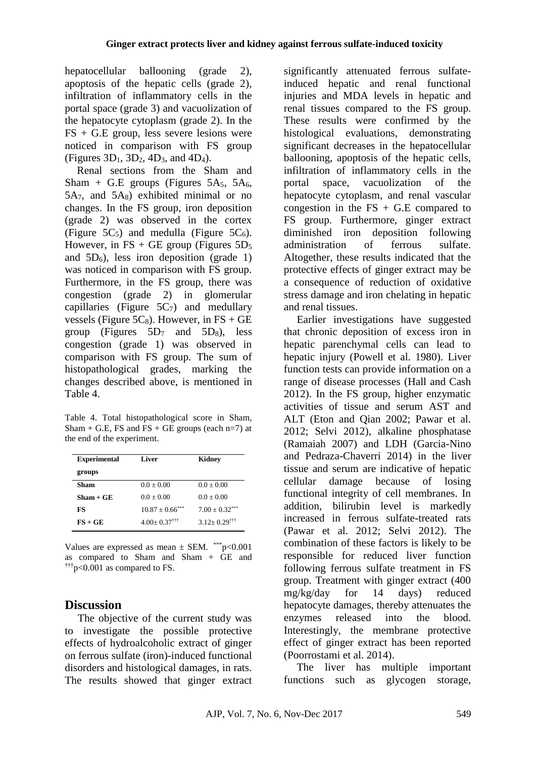hepatocellular ballooning (grade 2), apoptosis of the hepatic cells (grade 2), infiltration of inflammatory cells in the portal space (grade 3) and vacuolization of the hepatocyte cytoplasm (grade 2). In the FS + G.E group, less severe lesions were noticed in comparison with FS group (Figures $3D_1$, $3D_2$, $4D_3$, and $4D_4$).

Renal sections from the Sham and Sham + G.E groups (Figures $5A_5$, $5A_6$, $5A_7$, and $5A_8$) exhibited minimal or no changes. In the FS group, iron deposition (grade 2) was observed in the cortex (Figure $5C_5$) and medulla (Figure $5C_6$). However, in FS + GE group (Figures $5D_5$ and $5D_6$), less iron deposition (grade 1) was noticed in comparison with FS group. Furthermore, in the FS group, there was congestion (grade 2) in glomerular capillaries (Figure $5C_7$) and medullary vessels (Figure $5C_8$). However, in FS + GE group (Figures $5D_7$ and $5D_8$), less congestion (grade 1) was observed in comparison with FS group. The sum of histopathological grades, marking the changes described above, is mentioned in Table 4.

Table 4. Total histopathological score in Sham, Sham + G.E, FS and FS + GE groups (each n=7) at the end of the experiment.

| Experimental groups | Liver | Kidney |
|---|---|---|
| Sham | 0.0 ± 0.00 | 0.0 ± 0.00 |
| Sham + GE | 0.0 ± 0.00 | 0.0 ± 0.00 |
| FS | 10.87 ± 0.66*** | 7.00 ± 0.32*** |
| FS + GE | 4.00± 0.37††† | 3.12± 0.29††† |

Values are expressed as mean ± SEM. ***$p<0.001$ as compared to Sham and Sham + GE and †††$p<0.001$ as compared to FS.

## Discussion

The objective of the current study was to investigate the possible protective effects of hydroalcoholic extract of ginger on ferrous sulfate (iron)-induced functional disorders and histological damages, in rats. The results showed that ginger extract significantly attenuated ferrous sulfate-induced hepatic and renal functional injuries and MDA levels in hepatic and renal tissues compared to the FS group. These results were confirmed by the histological evaluations, demonstrating significant decreases in the hepatocellular ballooning, apoptosis of the hepatic cells, infiltration of inflammatory cells in the portal space, vacuolization of the hepatocyte cytoplasm, and renal vascular congestion in the FS + G.E compared to FS group. Furthermore, ginger extract diminished iron deposition following administration of ferrous sulfate. Altogether, these results indicated that the protective effects of ginger extract may be a consequence of reduction of oxidative stress damage and iron chelating in hepatic and renal tissues.

Earlier investigations have suggested that chronic deposition of excess iron in hepatic parenchymal cells can lead to hepatic injury (Powell et al. 1980). Liver function tests can provide information on a range of disease processes (Hall and Cash 2012). In the FS group, higher enzymatic activities of tissue and serum AST and ALT (Eton and Qian 2002; Pawar et al. 2012; Selvi 2012), alkaline phosphatase (Ramaiah 2007) and LDH (Garcia-Nino and Pedraza-Chaverri 2014) in the liver tissue and serum are indicative of hepatic cellular damage because of losing functional integrity of cell membranes. In addition, bilirubin level is markedly increased in ferrous sulfate-treated rats (Pawar et al. 2012; Selvi 2012). The combination of these factors is likely to be responsible for reduced liver function following ferrous sulfate treatment in FS group. Treatment with ginger extract (400 mg/kg/day for 14 days) reduced hepatocyte damages, thereby attenuates the enzymes released into the blood. Interestingly, the membrane protective effect of ginger extract has been reported (Poorrostami et al. 2014).

The liver has multiple important functions such as glycogen storage,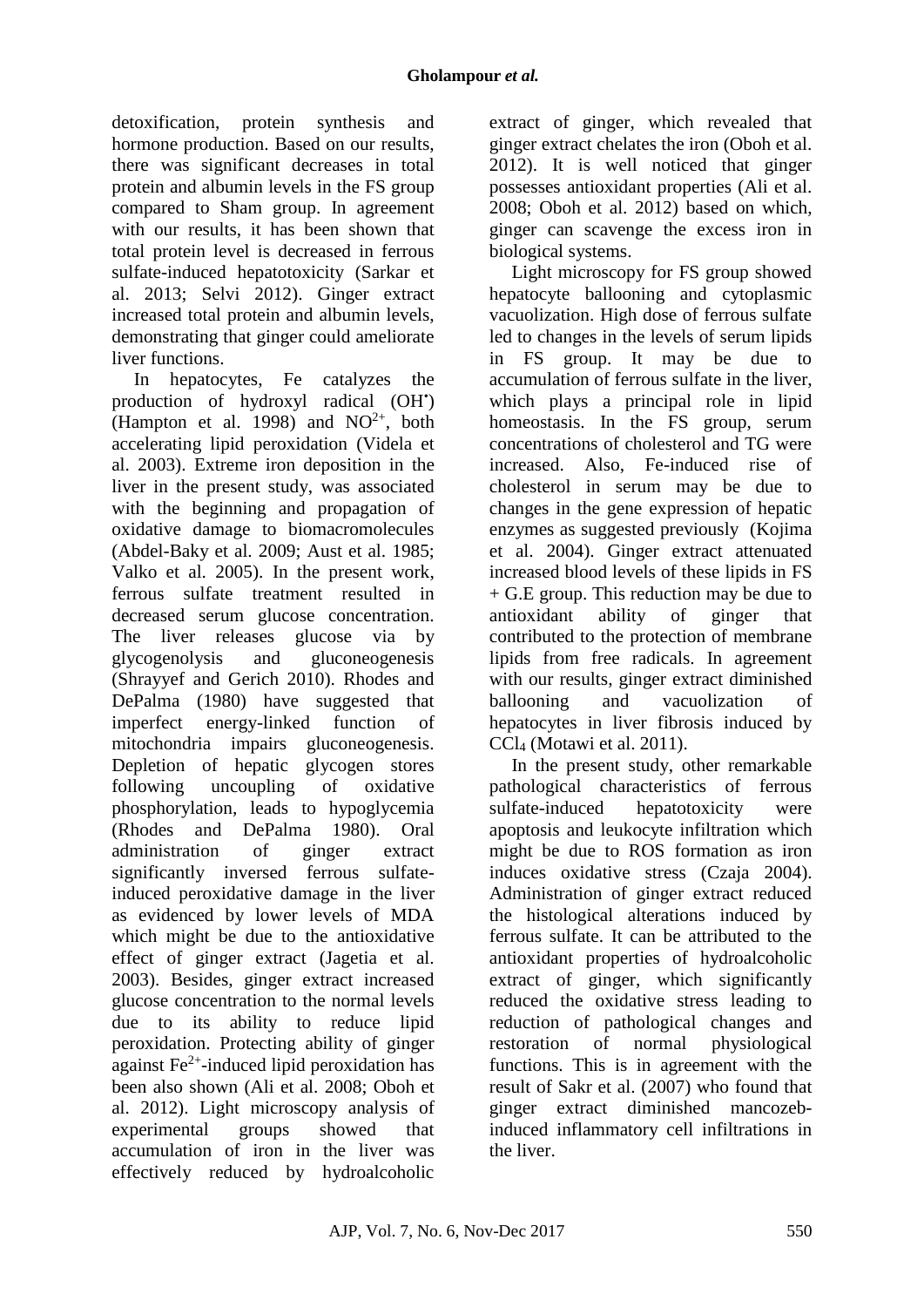detoxification, protein synthesis and hormone production. Based on our results, there was significant decreases in total protein and albumin levels in the FS group compared to Sham group. In agreement with our results, it has been shown that total protein level is decreased in ferrous sulfate-induced hepatotoxicity (Sarkar et al. 2013; Selvi 2012). Ginger extract increased total protein and albumin levels, demonstrating that ginger could ameliorate liver functions.

In hepatocytes, Fe catalyzes the production of hydroxyl radical ($OH^•$) (Hampton et al. 1998) and $NO^{2+}$, both accelerating lipid peroxidation (Videla et al. 2003). Extreme iron deposition in the liver in the present study, was associated with the beginning and propagation of oxidative damage to biomacromolecules (Abdel-Baky et al. 2009; Aust et al. 1985; Valko et al. 2005). In the present work, ferrous sulfate treatment resulted in decreased serum glucose concentration. The liver releases glucose via by glycogenolysis and gluconeogenesis (Shrayyef and Gerich 2010). Rhodes and DePalma (1980) have suggested that imperfect energy-linked function of mitochondria impairs gluconeogenesis. Depletion of hepatic glycogen stores following uncoupling of oxidative phosphorylation, leads to hypoglycemia (Rhodes and DePalma 1980). Oral administration of ginger extract significantly inversed ferrous sulfate-induced peroxidative damage in the liver as evidenced by lower levels of MDA which might be due to the antioxidative effect of ginger extract (Jagetia et al. 2003). Besides, ginger extract increased glucose concentration to the normal levels due to its ability to reduce lipid peroxidation. Protecting ability of ginger against $Fe^{2+}$-induced lipid peroxidation has been also shown (Ali et al. 2008; Oboh et al. 2012). Light microscopy analysis of experimental groups showed that accumulation of iron in the liver was effectively reduced by hydroalcoholic extract of ginger, which revealed that ginger extract chelates the iron (Oboh et al. 2012). It is well noticed that ginger possesses antioxidant properties (Ali et al. 2008; Oboh et al. 2012) based on which, ginger can scavenge the excess iron in biological systems.

Light microscopy for FS group showed hepatocyte ballooning and cytoplasmic vacuolization. High dose of ferrous sulfate led to changes in the levels of serum lipids in FS group. It may be due to accumulation of ferrous sulfate in the liver, which plays a principal role in lipid homeostasis. In the FS group, serum concentrations of cholesterol and TG were increased. Also, Fe-induced rise of cholesterol in serum may be due to changes in the gene expression of hepatic enzymes as suggested previously (Kojima et al. 2004). Ginger extract attenuated increased blood levels of these lipids in FS + G.E group. This reduction may be due to antioxidant ability of ginger that contributed to the protection of membrane lipids from free radicals. In agreement with our results, ginger extract diminished ballooning and vacuolization of hepatocytes in liver fibrosis induced by $CCl_4$ (Motawi et al. 2011).

In the present study, other remarkable pathological characteristics of ferrous sulfate-induced hepatotoxicity were apoptosis and leukocyte infiltration which might be due to ROS formation as iron induces oxidative stress (Czaja 2004). Administration of ginger extract reduced the histological alterations induced by ferrous sulfate. It can be attributed to the antioxidant properties of hydroalcoholic extract of ginger, which significantly reduced the oxidative stress leading to reduction of pathological changes and restoration of normal physiological functions. This is in agreement with the result of Sakr et al. (2007) who found that ginger extract diminished mancozeb-induced inflammatory cell infiltrations in the liver.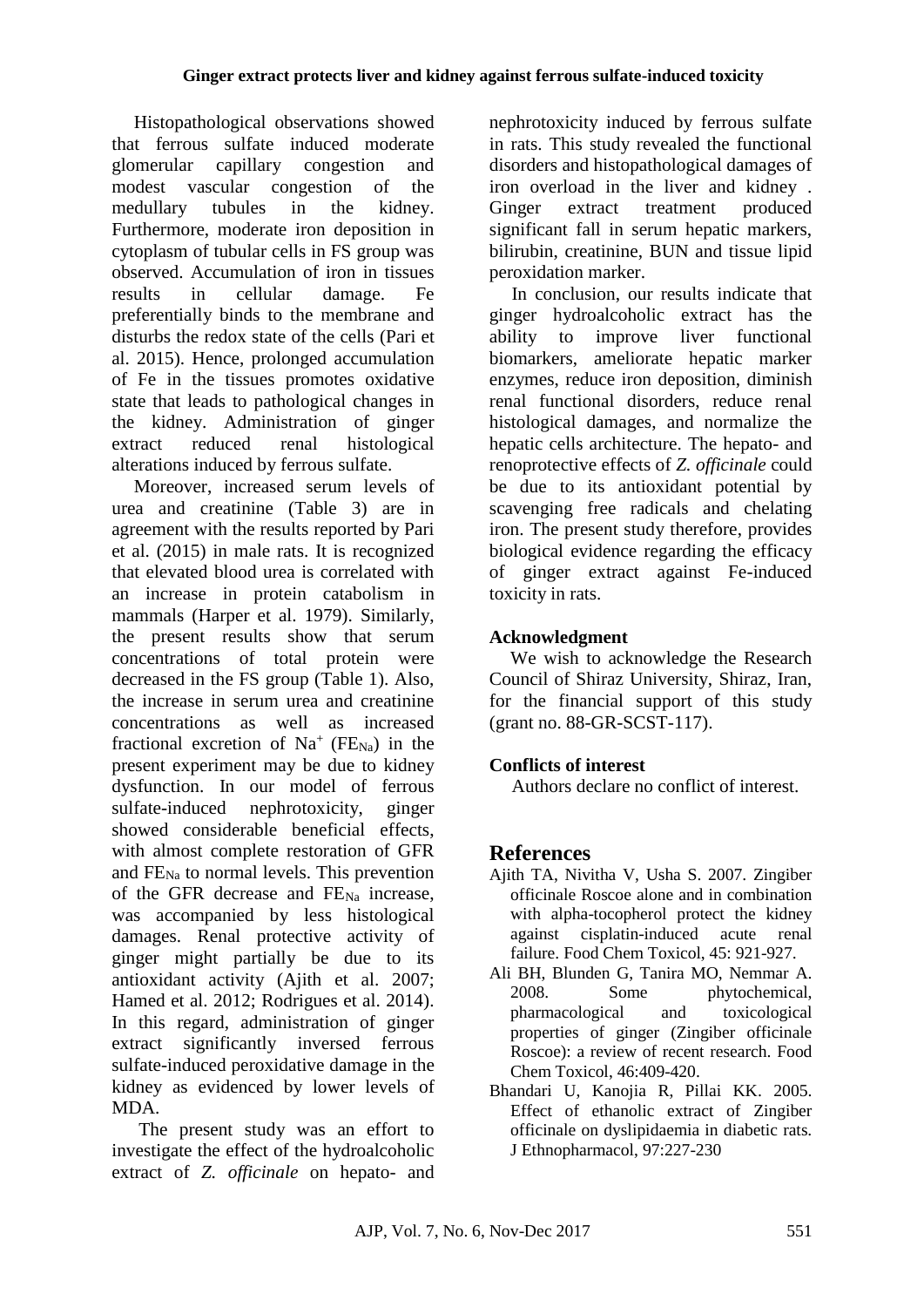Histopathological observations showed that ferrous sulfate induced moderate glomerular capillary congestion and modest vascular congestion of the medullary tubules in the kidney. Furthermore, moderate iron deposition in cytoplasm of tubular cells in FS group was observed. Accumulation of iron in tissues results in cellular damage. Fe preferentially binds to the membrane and disturbs the redox state of the cells (Pari et al. 2015). Hence, prolonged accumulation of Fe in the tissues promotes oxidative state that leads to pathological changes in the kidney. Administration of ginger extract reduced renal histological alterations induced by ferrous sulfate.

Moreover, increased serum levels of urea and creatinine (Table 3) are in agreement with the results reported by Pari et al. (2015) in male rats. It is recognized that elevated blood urea is correlated with an increase in protein catabolism in mammals (Harper et al. 1979). Similarly, the present results show that serum concentrations of total protein were decreased in the FS group (Table 1). Also, the increase in serum urea and creatinine concentrations as well as increased fractional excretion of $Na^+$ ($FE_{Na}$) in the present experiment may be due to kidney dysfunction. In our model of ferrous sulfate-induced nephrotoxicity, ginger showed considerable beneficial effects, with almost complete restoration of GFR and $FE_{Na}$ to normal levels. This prevention of the GFR decrease and $FE_{Na}$ increase, was accompanied by less histological damages. Renal protective activity of ginger might partially be due to its antioxidant activity (Ajith et al. 2007; Hamed et al. 2012; Rodrigues et al. 2014). In this regard, administration of ginger extract significantly inversed ferrous sulfate-induced peroxidative damage in the kidney as evidenced by lower levels of MDA.

The present study was an effort to investigate the effect of the hydroalcoholic extract of *Z. officinale* on hepato- and nephrotoxicity induced by ferrous sulfate in rats. This study revealed the functional disorders and histopathological damages of iron overload in the liver and kidney . Ginger extract treatment produced significant fall in serum hepatic markers, bilirubin, creatinine, BUN and tissue lipid peroxidation marker.

In conclusion, our results indicate that ginger hydroalcoholic extract has the ability to improve liver functional biomarkers, ameliorate hepatic marker enzymes, reduce iron deposition, diminish renal functional disorders, reduce renal histological damages, and normalize the hepatic cells architecture. The hepato- and renoprotective effects of *Z. officinale* could be due to its antioxidant potential by scavenging free radicals and chelating iron. The present study therefore, provides biological evidence regarding the efficacy of ginger extract against Fe-induced toxicity in rats.

### Acknowledgment

We wish to acknowledge the Research Council of Shiraz University, Shiraz, Iran, for the financial support of this study (grant no. 88-GR-SCST-117).

### Conflicts of interest

Authors declare no conflict of interest.

## References

- Ajith TA, Nivitha V, Usha S. 2007. Zingiber officinale Roscoe alone and in combination with alpha-tocopherol protect the kidney against cisplatin-induced acute renal failure. Food Chem Toxicol, 45: 921-927.
- Ali BH, Blunden G, Tanira MO, Nemmar A. 2008. Some phytochemical, pharmacological and toxicological properties of ginger (Zingiber officinale Roscoe): a review of recent research. Food Chem Toxicol, 46:409-420.
- Bhandari U, Kanojia R, Pillai KK. 2005. Effect of ethanolic extract of Zingiber officinale on dyslipidaemia in diabetic rats. J Ethnopharmacol, 97:227-230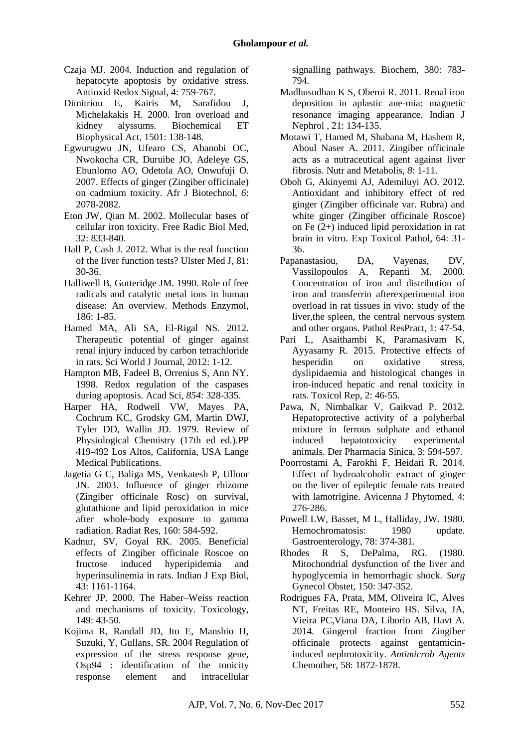Czaja MJ. 2004. Induction and regulation of hepatocyte apoptosis by oxidative stress. Antioxid Redox Signal, 4: 759-767.

Dimitriou E, Kairis M, Sarafidou J, Michelakakis H. 2000. Iron overload and kidney alyssums. Biochemical ET Biophysical Act, 1501: 138-148.

Egwurugwu JN, Ufearo CS, Abanobi OC, Nwokocha CR, Duruibe JO, Adeleye GS, Ebunlomo AO, Odetola AO, Onwufuji O. 2007. Effects of ginger (Zingiber officinale) on cadmium toxicity. Afr J Biotechnol, *6*: 2078-2082.

Eton JW, Qian M. 2002. Mollecular bases of cellular iron toxicity. Free Radic Biol Med, 32: 833-840.

Hall P, Cash J. 2012. What is the real function of the liver function tests? Ulster Med J, 81: 30-36.

Halliwell B, Gutteridge JM. 1990. Role of free radicals and catalytic metal ions in human disease: An overview. Methods Enzymol, 186: 1-85.

Hamed MA, Ali SA, El-Rigal NS. 2012. Therapeutic potential of ginger against renal injury induced by carbon tetrachloride in rats. Sci World J Journal, 2012: 1-12.

Hampton MB, Fadeel B, Orrenius S, Ann NY. 1998. Redox regulation of the caspases during apoptosis. Acad Sci, *854*: 328-335.

Harper HA, Rodwell VW, Mayes PA, Cochrum KC, Grodsky GM, Martin DWJ, Tyler DD, Wallin JD. 1979. Review of Physiological Chemistry (17th ed ed.).PP 419-492 Los Altos, California, USA Lange Medical Publications.

Jagetia G C, Baliga MS, Venkatesh P, Ulloor JN. 2003. Influence of ginger rhizome (Zingiber officinale Rosc) on survival, glutathione and lipid peroxidation in mice after whole-body exposure to gamma radiation. Radiat Res, 160: 584-592.

Kadnur, SV, Goyal RK. 2005. Beneficial effects of Zingiber officinale Roscoe on fructose induced hyperipidemia and hyperinsulinemia in rats. Indian J Exp Biol, 43: 1161-1164.

Kehrer JP. 2000. The Haber–Weiss reaction and mechanisms of toxicity. Toxicology, 149: 43-50.

Kojima R, Randall JD, Ito E, Manshio H, Suzuki, Y, Gullans, SR. 2004 Regulation of expression of the stress response gene, Osp94 : identification of the tonicity response element and intracellular signalling pathways. Biochem, 380: 783-794.

Madhusudhan K S, Oberoi R. 2011. Renal iron deposition in aplastic ane-mia: magnetic resonance imaging appearance. Indian J Nephrol , 21: 134-135.

Motawi T, Hamed M, Shabana M, Hashem R, Aboul Naser A. 2011. Zingiber officinale acts as a nutraceutical agent against liver fibrosis. Nutr and Metabolis, *8*: 1-11.

Oboh G, Akinyemi AJ, Ademiluyi AO. 2012. Antioxidant and inhibitory effect of red ginger (Zingiber officinale var. Rubra) and white ginger (Zingiber officinale Roscoe) on Fe (2+) induced lipid peroxidation in rat brain in vitro. Exp Toxicol Pathol, 64: 31-36.

Papanastasiou, DA, Vayenas, DV, Vassilopoulos A, Repanti M. 2000. Concentration of iron and distribution of iron and transferrin afterexperimental iron overload in rat tissues in vivo: study of the liver,the spleen, the central nervous system and other organs. Pathol ResPract, 1: 47-54.

Pari L, Asaithambi K, Paramasivam K, Ayyasamy R. 2015. Protective effects of hesperidin on oxidative stress, dyslipidaemia and histological changes in iron-induced hepatic and renal toxicity in rats. Toxicol Rep, 2: 46-55.

Pawa, N, Nimbalkar V, Gaikvad P. 2012. Hepatoprotective activity of a polyherbal mixture in ferrous sulphate and ethanol induced hepatotoxicity experimental animals. Der Pharmacia Sinica, 3: 594-597.

Poorrostami A, Farokhi F, Heidari R. 2014. Effect of hydroalcoholic extract of ginger on the liver of epileptic female rats treated with lamotrigine. Avicenna J Phytomed, 4: 276-286.

Powell LW, Basset, M L, Halliday, JW. 1980. Hemochromatosis: 1980 update. Gastroenterology, 78: 374-381.

Rhodes R S, DePalma, RG. (1980. Mitochondrial dysfunction of the liver and hypoglycemia in hemorrhagic shock. *Surg* Gynecol Obstet, 150: 347-352.

Rodrigues FA, Prata, MM, Oliveira IC, Alves NT, Freitas RE, Monteiro HS. Silva, JA, Vieira PC,Viana DA, Liborio AB, Havt A. 2014. Gingerol fraction from Zingiber officinale protects against gentamicin-induced nephrotoxicity. *Antimicrob Agents* Chemother, 58: 1872-1878.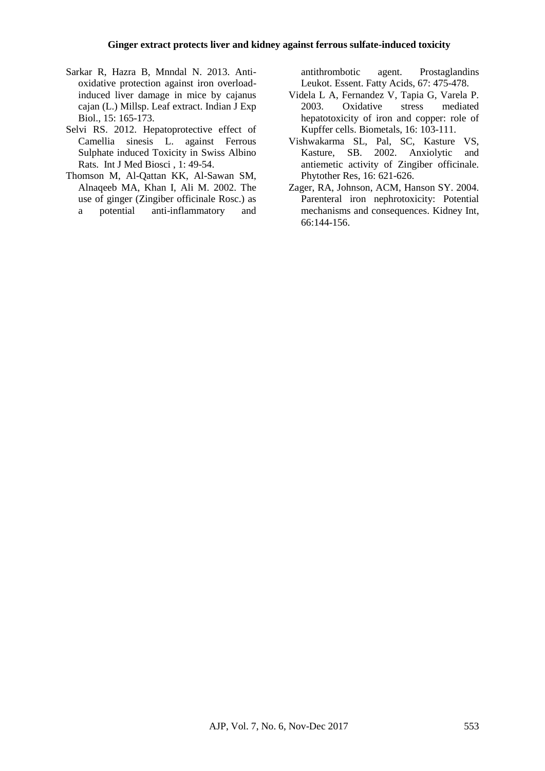Sarkar R, Hazra B, Mnndal N. 2013. Anti-oxidative protection against iron overload-induced liver damage in mice by cajanus cajan (L.) Millsp. Leaf extract. Indian J Exp Biol., 15: 165-173.

Selvi RS. 2012. Hepatoprotective effect of Camellia sinesis L. against Ferrous Sulphate induced Toxicity in Swiss Albino Rats. Int J Med Biosci , 1: 49-54.

Thomson M, Al-Qattan KK, Al-Sawan SM, Alnaqeeb MA, Khan I, Ali M. 2002. The use of ginger (Zingiber officinale Rosc.) as a potential anti-inflammatory and antithrombotic agent. Prostaglandins Leukot. Essent. Fatty Acids, 67: 475-478.

Videla L A, Fernandez V, Tapia G, Varela P. 2003. Oxidative stress mediated hepatotoxicity of iron and copper: role of Kupffer cells. Biometals, 16: 103-111.

Vishwakarma SL, Pal, SC, Kasture VS, Kasture, SB. 2002. Anxiolytic and antiemetic activity of Zingiber officinale. Phytother Res, 16: 621-626.

Zager, RA, Johnson, ACM, Hanson SY. 2004. Parenteral iron nephrotoxicity: Potential mechanisms and consequences. Kidney Int, 66:144-156.